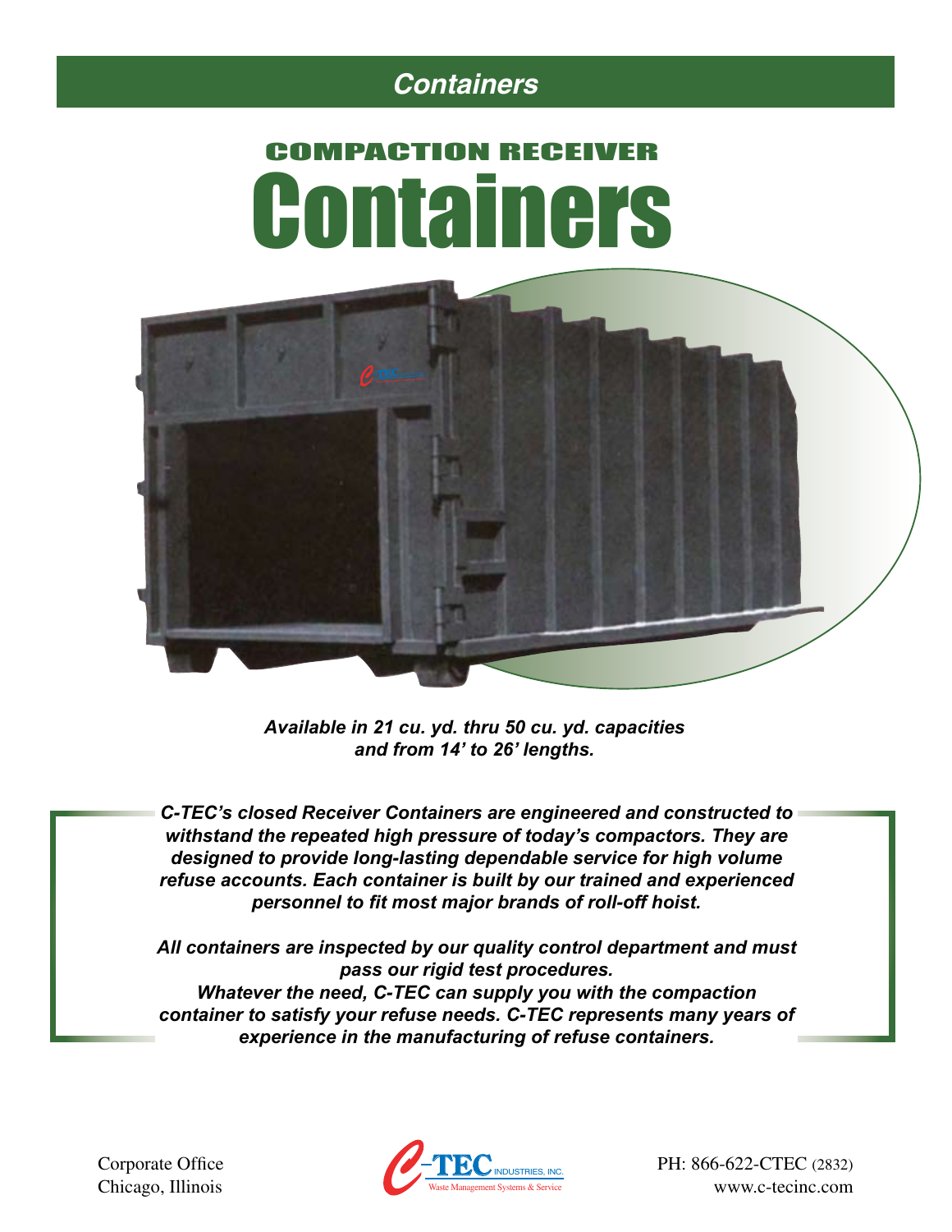## Containers

# COMPACTION RECEIVER Containers

***Available in 21 cu. yd. thru 50 cu. yd. capacities and from 14' to 26' lengths.***

***C-TEC's closed Receiver Containers are engineered and constructed to withstand the repeated high pressure of today's compactors. They are designed to provide long-lasting dependable service for high volume refuse accounts. Each container is built by our trained and experienced personnel to fit most major brands of roll-off hoist.***

***All containers are inspected by our quality control department and must pass our rigid test procedures.***
***Whatever the need, C-TEC can supply you with the compaction container to satisfy your refuse needs. C-TEC represents many years of experience in the manufacturing of refuse containers.***

Corporate Office
Chicago, Illinois

C-TEC INDUSTRIES, INC.
Waste Management Systems & Service

PH: 866-622-CTEC (2832)
www.c-tecinc.com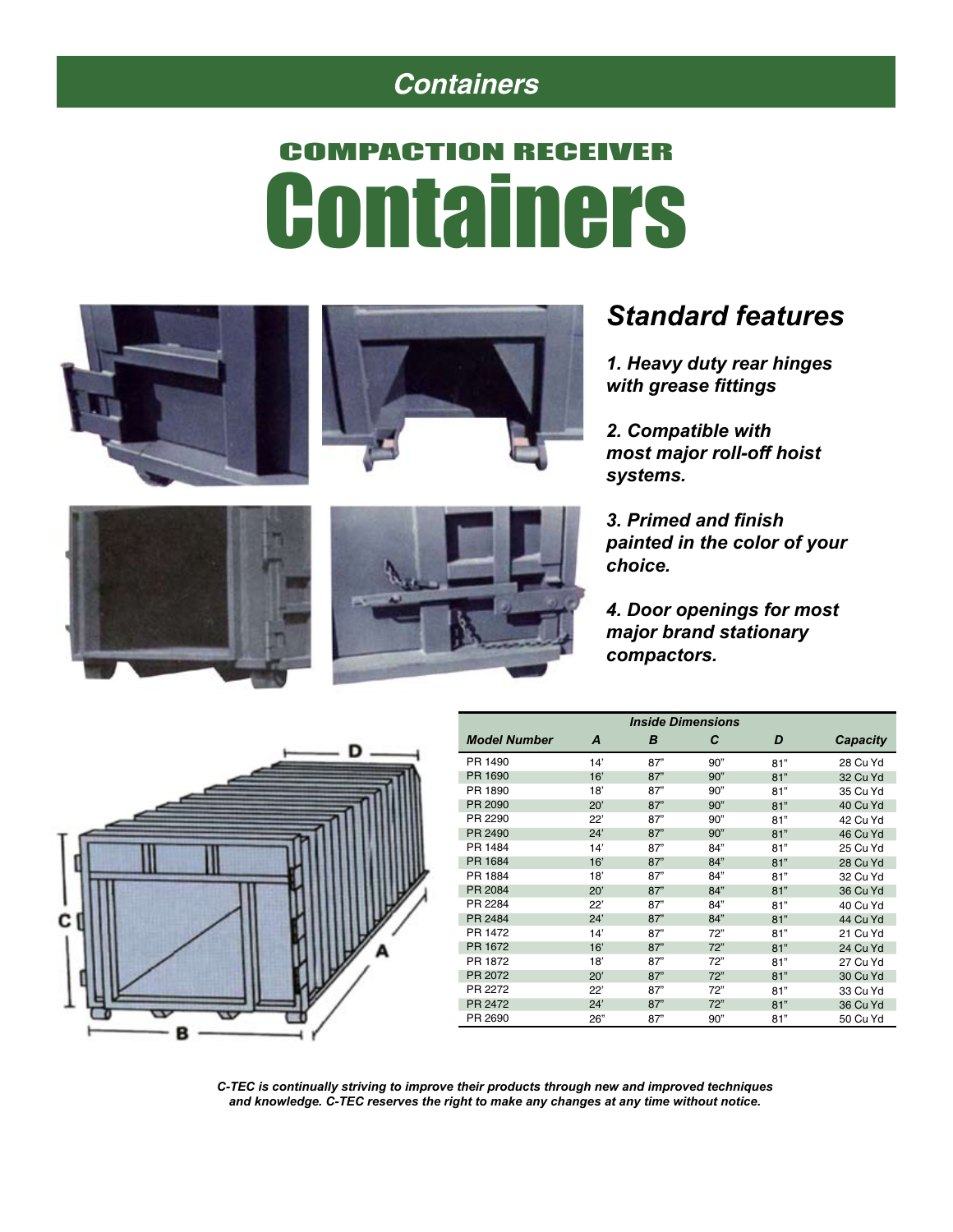## Containers

# COMPACTION RECEIVER Containers

## Standard features

***1. Heavy duty rear hinges with grease fittings***

***2. Compatible with most major roll-off hoist systems.***

***3. Primed and finish painted in the color of your choice.***

***4. Door openings for most major brand stationary compactors.***

D

C

A

B

| | *Inside Dimensions* | | | | |
|---|---|---|---|---|---|
| ***Model Number*** | ***A*** | ***B*** | ***C*** | ***D*** | ***Capacity*** |
| PR 1490 | 14' | 87" | 90" | 81" | 28 Cu Yd |
| PR 1690 | 16' | 87" | 90" | 81" | 32 Cu Yd |
| PR 1890 | 18' | 87" | 90" | 81" | 35 Cu Yd |
| PR 2090 | 20' | 87" | 90" | 81" | 40 Cu Yd |
| PR 2290 | 22' | 87" | 90" | 81" | 42 Cu Yd |
| PR 2490 | 24' | 87" | 90" | 81" | 46 Cu Yd |
| PR 1484 | 14' | 87" | 84" | 81" | 25 Cu Yd |
| PR 1684 | 16' | 87" | 84" | 81" | 28 Cu Yd |
| PR 1884 | 18' | 87" | 84" | 81" | 32 Cu Yd |
| PR 2084 | 20' | 87" | 84" | 81" | 36 Cu Yd |
| PR 2284 | 22' | 87" | 84" | 81" | 40 Cu Yd |
| PR 2484 | 24' | 87" | 84" | 81" | 44 Cu Yd |
| PR 1472 | 14' | 87" | 72" | 81" | 21 Cu Yd |
| PR 1672 | 16' | 87" | 72" | 81" | 24 Cu Yd |
| PR 1872 | 18' | 87" | 72" | 81" | 27 Cu Yd |
| PR 2072 | 20' | 87" | 72" | 81" | 30 Cu Yd |
| PR 2272 | 22' | 87" | 72" | 81" | 33 Cu Yd |
| PR 2472 | 24' | 87" | 72" | 81" | 36 Cu Yd |
| PR 2690 | 26" | 87" | 90" | 81" | 50 Cu Yd |

***C-TEC is continually striving to improve their products through new and improved techniques and knowledge. C-TEC reserves the right to make any changes at any time without notice.***